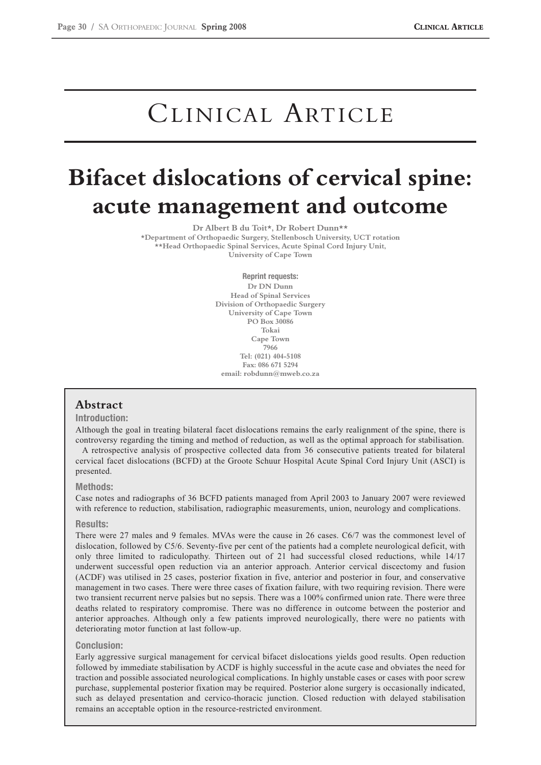# Clinical Article

# Bifacet dislocations of cervical spine: acute management and outcome

**Dr Albert B du Toit\*, Dr Robert Dunn\*\***

**\*Department of Orthopaedic Surgery, Stellenbosch University, UCT rotation**
**\*\*Head Orthopaedic Spinal Services, Acute Spinal Cord Injury Unit, University of Cape Town**

**Reprint requests:**
Dr DN Dunn
Head of Spinal Services
Division of Orthopaedic Surgery
University of Cape Town
PO Box 30086
Tokai
Cape Town
7966
Tel: (021) 404-5108
Fax: 086 671 5294
email: robdunn@mweb.co.za

## Abstract

### Introduction:

Although the goal in treating bilateral facet dislocations remains the early realignment of the spine, there is controversy regarding the timing and method of reduction, as well as the optimal approach for stabilisation.

A retrospective analysis of prospective collected data from 36 consecutive patients treated for bilateral cervical facet dislocations (BCFD) at the Groote Schuur Hospital Acute Spinal Cord Injury Unit (ASCI) is presented.

### Methods:

Case notes and radiographs of 36 BCFD patients managed from April 2003 to January 2007 were reviewed with reference to reduction, stabilisation, radiographic measurements, union, neurology and complications.

### Results:

There were 27 males and 9 females. MVAs were the cause in 26 cases. C6/7 was the commonest level of dislocation, followed by C5/6. Seventy-five per cent of the patients had a complete neurological deficit, with only three limited to radiculopathy. Thirteen out of 21 had successful closed reductions, while 14/17 underwent successful open reduction via an anterior approach. Anterior cervical discectomy and fusion (ACDF) was utilised in 25 cases, posterior fixation in five, anterior and posterior in four, and conservative management in two cases. There were three cases of fixation failure, with two requiring revision. There were two transient recurrent nerve palsies but no sepsis. There was a 100% confirmed union rate. There were three deaths related to respiratory compromise. There was no difference in outcome between the posterior and anterior approaches. Although only a few patients improved neurologically, there were no patients with deteriorating motor function at last follow-up.

### Conclusion:

Early aggressive surgical management for cervical bifacet dislocations yields good results. Open reduction followed by immediate stabilisation by ACDF is highly successful in the acute case and obviates the need for traction and possible associated neurological complications. In highly unstable cases or cases with poor screw purchase, supplemental posterior fixation may be required. Posterior alone surgery is occasionally indicated, such as delayed presentation and cervico-thoracic junction. Closed reduction with delayed stabilisation remains an acceptable option in the resource-restricted environment.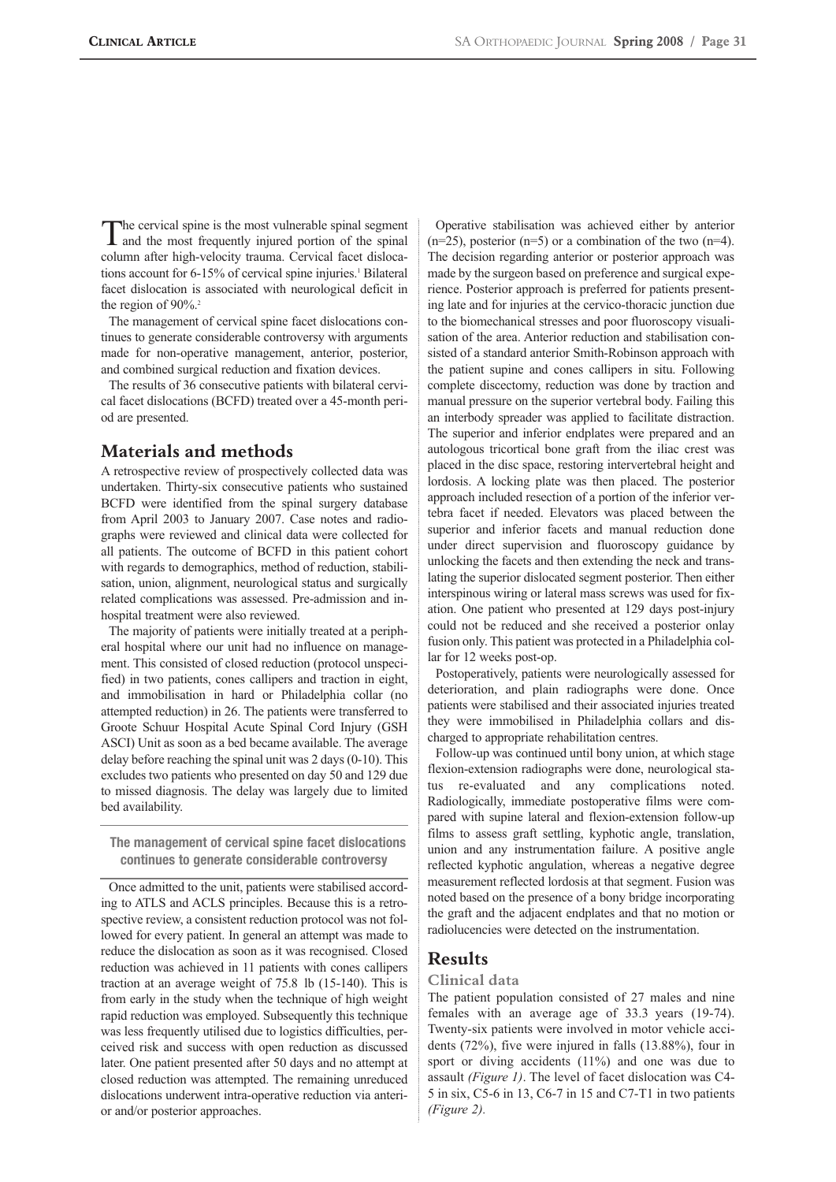The cervical spine is the most vulnerable spinal segment and the most frequently injured portion of the spinal column after high-velocity trauma. Cervical facet dislocations account for 6-15% of cervical spine injuries.[1] Bilateral facet dislocation is associated with neurological deficit in the region of 90%.[2]

The management of cervical spine facet dislocations continues to generate considerable controversy with arguments made for non-operative management, anterior, posterior, and combined surgical reduction and fixation devices.

The results of 36 consecutive patients with bilateral cervical facet dislocations (BCFD) treated over a 45-month period are presented.

## Materials and methods

A retrospective review of prospectively collected data was undertaken. Thirty-six consecutive patients who sustained BCFD were identified from the spinal surgery database from April 2003 to January 2007. Case notes and radiographs were reviewed and clinical data were collected for all patients. The outcome of BCFD in this patient cohort with regards to demographics, method of reduction, stabilisation, union, alignment, neurological status and surgically related complications was assessed. Pre-admission and in-hospital treatment were also reviewed.

The majority of patients were initially treated at a peripheral hospital where our unit had no influence on management. This consisted of closed reduction (protocol unspecified) in two patients, cones callipers and traction in eight, and immobilisation in hard or Philadelphia collar (no attempted reduction) in 26. The patients were transferred to Groote Schuur Hospital Acute Spinal Cord Injury (GSH ASCI) Unit as soon as a bed became available. The average delay before reaching the spinal unit was 2 days (0-10). This excludes two patients who presented on day 50 and 129 due to missed diagnosis. The delay was largely due to limited bed availability.

**The management of cervical spine facet dislocations continues to generate considerable controversy**

Once admitted to the unit, patients were stabilised according to ATLS and ACLS principles. Because this is a retrospective review, a consistent reduction protocol was not followed for every patient. In general an attempt was made to reduce the dislocation as soon as it was recognised. Closed reduction was achieved in 11 patients with cones callipers traction at an average weight of 75.8 lb (15-140). This is from early in the study when the technique of high weight rapid reduction was employed. Subsequently this technique was less frequently utilised due to logistics difficulties, perceived risk and success with open reduction as discussed later. One patient presented after 50 days and no attempt at closed reduction was attempted. The remaining unreduced dislocations underwent intra-operative reduction via anterior and/or posterior approaches.

Operative stabilisation was achieved either by anterior (n=25), posterior (n=5) or a combination of the two (n=4). The decision regarding anterior or posterior approach was made by the surgeon based on preference and surgical experience. Posterior approach is preferred for patients presenting late and for injuries at the cervico-thoracic junction due to the biomechanical stresses and poor fluoroscopy visualisation of the area. Anterior reduction and stabilisation consisted of a standard anterior Smith-Robinson approach with the patient supine and cones callipers in situ. Following complete discectomy, reduction was done by traction and manual pressure on the superior vertebral body. Failing this an interbody spreader was applied to facilitate distraction. The superior and inferior endplates were prepared and an autologous tricortical bone graft from the iliac crest was placed in the disc space, restoring intervertebral height and lordosis. A locking plate was then placed. The posterior approach included resection of a portion of the inferior vertebra facet if needed. Elevators was placed between the superior and inferior facets and manual reduction done under direct supervision and fluoroscopy guidance by unlocking the facets and then extending the neck and translating the superior dislocated segment posterior. Then either interspinous wiring or lateral mass screws was used for fixation. One patient who presented at 129 days post-injury could not be reduced and she received a posterior onlay fusion only. This patient was protected in a Philadelphia collar for 12 weeks post-op.

Postoperatively, patients were neurologically assessed for deterioration, and plain radiographs were done. Once patients were stabilised and their associated injuries treated they were immobilised in Philadelphia collars and discharged to appropriate rehabilitation centres.

Follow-up was continued until bony union, at which stage flexion-extension radiographs were done, neurological status re-evaluated and any complications noted. Radiologically, immediate postoperative films were compared with supine lateral and flexion-extension follow-up films to assess graft settling, kyphotic angle, translation, union and any instrumentation failure. A positive angle reflected kyphotic angulation, whereas a negative degree measurement reflected lordosis at that segment. Fusion was noted based on the presence of a bony bridge incorporating the graft and the adjacent endplates and that no motion or radiolucencies were detected on the instrumentation.

## Results

### Clinical data

The patient population consisted of 27 males and nine females with an average age of 33.3 years (19-74). Twenty-six patients were involved in motor vehicle accidents (72%), five were injured in falls (13.88%), four in sport or diving accidents (11%) and one was due to assault *(Figure 1)*. The level of facet dislocation was C4-5 in six, C5-6 in 13, C6-7 in 15 and C7-T1 in two patients *(Figure 2)*.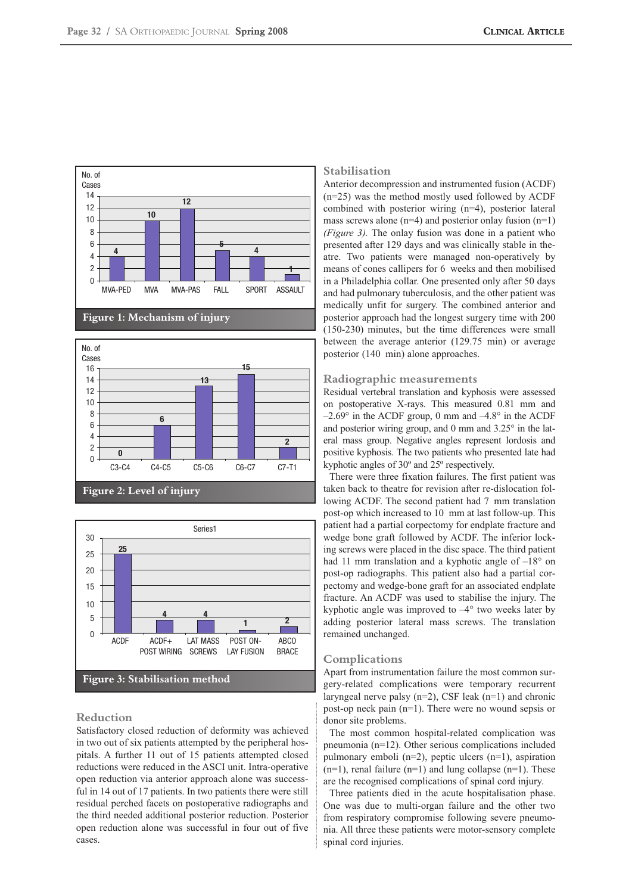Figure 1: Mechanism of injury

Figure 2: Level of injury

Figure 3: Stabilisation method

### Reduction

Satisfactory closed reduction of deformity was achieved in two out of six patients attempted by the peripheral hospitals. A further 11 out of 15 patients attempted closed reductions were reduced in the ASCI unit. Intra-operative open reduction via anterior approach alone was successful in 14 out of 17 patients. In two patients there were still residual perched facets on postoperative radiographs and the third needed additional posterior reduction. Posterior open reduction alone was successful in four out of five cases.

### Stabilisation

Anterior decompression and instrumented fusion (ACDF) (n=25) was the method mostly used followed by ACDF combined with posterior wiring (n=4), posterior lateral mass screws alone (n=4) and posterior onlay fusion (n=1) *(Figure 3).* The onlay fusion was done in a patient who presented after 129 days and was clinically stable in theatre. Two patients were managed non-operatively by means of cones callipers for 6 weeks and then mobilised in a Philadelphia collar. One presented only after 50 days and had pulmonary tuberculosis, and the other patient was medically unfit for surgery. The combined anterior and posterior approach had the longest surgery time with 200 (150-230) minutes, but the time differences were small between the average anterior (129.75 min) or average posterior (140 min) alone approaches.

### Radiographic measurements

Residual vertebral translation and kyphosis were assessed on postoperative X-rays. This measured 0.81 mm and –2.69° in the ACDF group, 0 mm and –4.8° in the ACDF and posterior wiring group, and 0 mm and 3.25° in the lateral mass group. Negative angles represent lordosis and positive kyphosis. The two patients who presented late had kyphotic angles of 30º and 25º respectively.

There were three fixation failures. The first patient was taken back to theatre for revision after re-dislocation following ACDF. The second patient had 7 mm translation post-op which increased to 10 mm at last follow-up. This patient had a partial corpectomy for endplate fracture and wedge bone graft followed by ACDF. The inferior locking screws were placed in the disc space. The third patient had 11 mm translation and a kyphotic angle of –18° on post-op radiographs. This patient also had a partial corpectomy and wedge-bone graft for an associated endplate fracture. An ACDF was used to stabilise the injury. The kyphotic angle was improved to –4° two weeks later by adding posterior lateral mass screws. The translation remained unchanged.

### Complications

Apart from instrumentation failure the most common surgery-related complications were temporary recurrent laryngeal nerve palsy (n=2), CSF leak (n=1) and chronic post-op neck pain (n=1). There were no wound sepsis or donor site problems.

The most common hospital-related complication was pneumonia (n=12). Other serious complications included pulmonary emboli (n=2), peptic ulcers (n=1), aspiration (n=1), renal failure (n=1) and lung collapse (n=1). These are the recognised complications of spinal cord injury.

Three patients died in the acute hospitalisation phase. One was due to multi-organ failure and the other two from respiratory compromise following severe pneumonia. All three these patients were motor-sensory complete spinal cord injuries.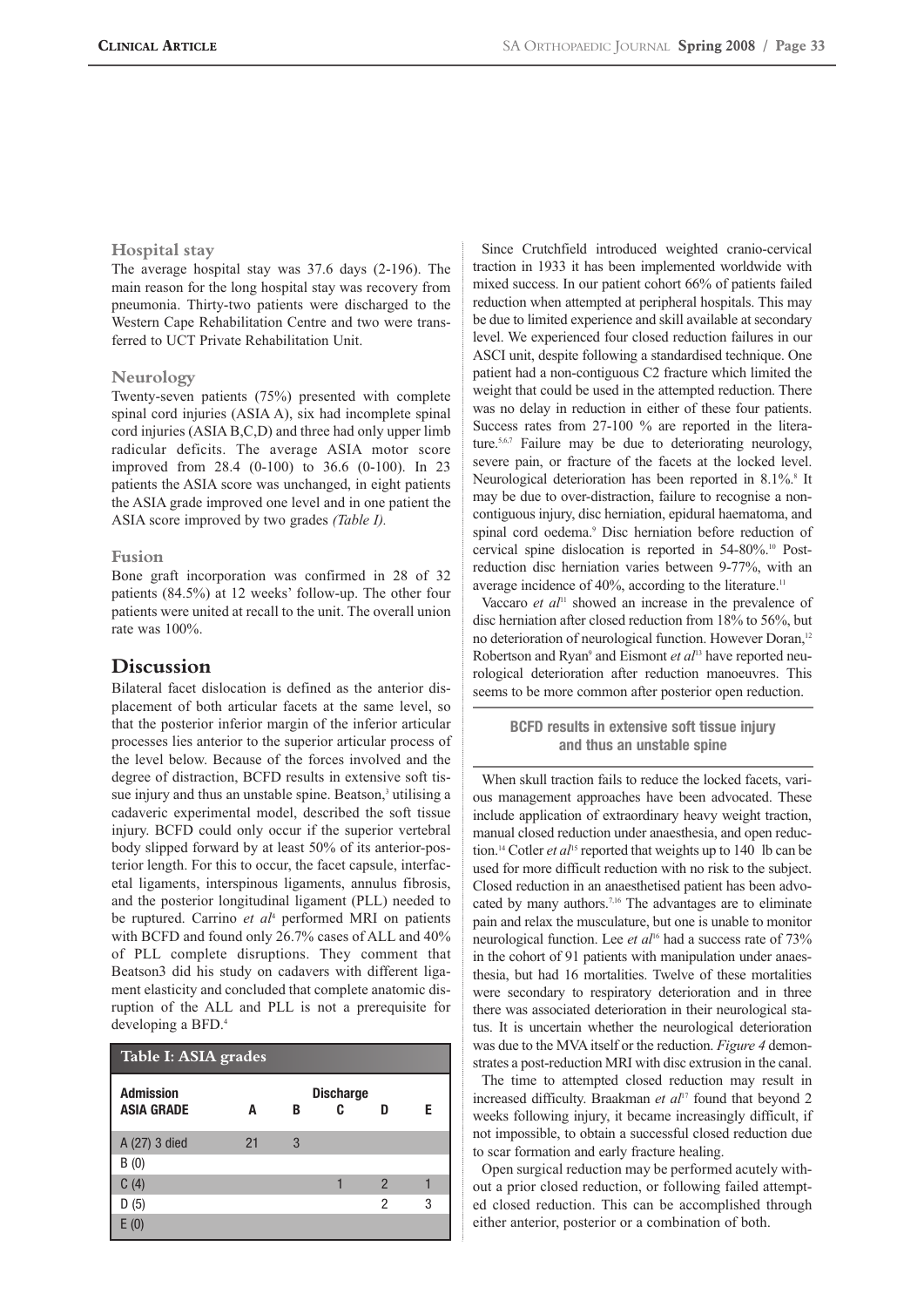### Hospital stay

The average hospital stay was 37.6 days (2-196). The main reason for the long hospital stay was recovery from pneumonia. Thirty-two patients were discharged to the Western Cape Rehabilitation Centre and two were transferred to UCT Private Rehabilitation Unit.

### Neurology

Twenty-seven patients (75%) presented with complete spinal cord injuries (ASIA A), six had incomplete spinal cord injuries (ASIA B,C,D) and three had only upper limb radicular deficits. The average ASIA motor score improved from 28.4 (0-100) to 36.6 (0-100). In 23 patients the ASIA score was unchanged, in eight patients the ASIA grade improved one level and in one patient the ASIA score improved by two grades *(Table I)*.

### Fusion

Bone graft incorporation was confirmed in 28 of 32 patients (84.5%) at 12 weeks' follow-up. The other four patients were united at recall to the unit. The overall union rate was 100%.

## Discussion

Bilateral facet dislocation is defined as the anterior displacement of both articular facets at the same level, so that the posterior inferior margin of the inferior articular processes lies anterior to the superior articular process of the level below. Because of the forces involved and the degree of distraction, BCFD results in extensive soft tissue injury and thus an unstable spine. Beatson,[3] utilising a cadaveric experimental model, described the soft tissue injury. BCFD could only occur if the superior vertebral body slipped forward by at least 50% of its anterior-posterior length. For this to occur, the facet capsule, interfacetal ligaments, interspinous ligaments, annulus fibrosis, and the posterior longitudinal ligament (PLL) needed to be ruptured. Carrino *et al*[4] performed MRI on patients with BCFD and found only 26.7% cases of ALL and 40% of PLL complete disruptions. They comment that Beatson3 did his study on cadavers with different ligament elasticity and concluded that complete anatomic disruption of the ALL and PLL is not a prerequisite for developing a BFD.[4]

**Table I: ASIA grades**

| Admission ASIA GRADE | Discharge A | B | C | D | E |
|---|---|---|---|---|---|
| A (27) 3 died | 21 | 3 | | | |
| B (0) | | | | | |
| C (4) | | | 1 | 2 | 1 |
| D (5) | | | | 2 | 3 |
| E (0) | | | | | |

Since Crutchfield introduced weighted cranio-cervical traction in 1933 it has been implemented worldwide with mixed success. In our patient cohort 66% of patients failed reduction when attempted at peripheral hospitals. This may be due to limited experience and skill available at secondary level. We experienced four closed reduction failures in our ASCI unit, despite following a standardised technique. One patient had a non-contiguous C2 fracture which limited the weight that could be used in the attempted reduction. There was no delay in reduction in either of these four patients. Success rates from 27-100 % are reported in the literature.[5,6,7] Failure may be due to deteriorating neurology, severe pain, or fracture of the facets at the locked level. Neurological deterioration has been reported in 8.1%.[8] It may be due to over-distraction, failure to recognise a non-contiguous injury, disc herniation, epidural haematoma, and spinal cord oedema.[9] Disc herniation before reduction of cervical spine dislocation is reported in 54-80%.[10] Post-reduction disc herniation varies between 9-77%, with an average incidence of 40%, according to the literature.[11]

Vaccaro *et al*[11] showed an increase in the prevalence of disc herniation after closed reduction from 18% to 56%, but no deterioration of neurological function. However Doran,[12] Robertson and Ryan[9] and Eismont *et al*[13] have reported neurological deterioration after reduction manoeuvres. This seems to be more common after posterior open reduction.

**BCFD results in extensive soft tissue injury and thus an unstable spine**

When skull traction fails to reduce the locked facets, various management approaches have been advocated. These include application of extraordinary heavy weight traction, manual closed reduction under anaesthesia, and open reduction.[14] Cotler *et al*[15] reported that weights up to 140 lb can be used for more difficult reduction with no risk to the subject. Closed reduction in an anaesthetised patient has been advocated by many authors.[7,16] The advantages are to eliminate pain and relax the musculature, but one is unable to monitor neurological function. Lee *et al*[16] had a success rate of 73% in the cohort of 91 patients with manipulation under anaesthesia, but had 16 mortalities. Twelve of these mortalities were secondary to respiratory deterioration and in three there was associated deterioration in their neurological status. It is uncertain whether the neurological deterioration was due to the MVA itself or the reduction. *Figure 4* demonstrates a post-reduction MRI with disc extrusion in the canal.

The time to attempted closed reduction may result in increased difficulty. Braakman *et al*[17] found that beyond 2 weeks following injury, it became increasingly difficult, if not impossible, to obtain a successful closed reduction due to scar formation and early fracture healing.

Open surgical reduction may be performed acutely without a prior closed reduction, or following failed attempted closed reduction. This can be accomplished through either anterior, posterior or a combination of both.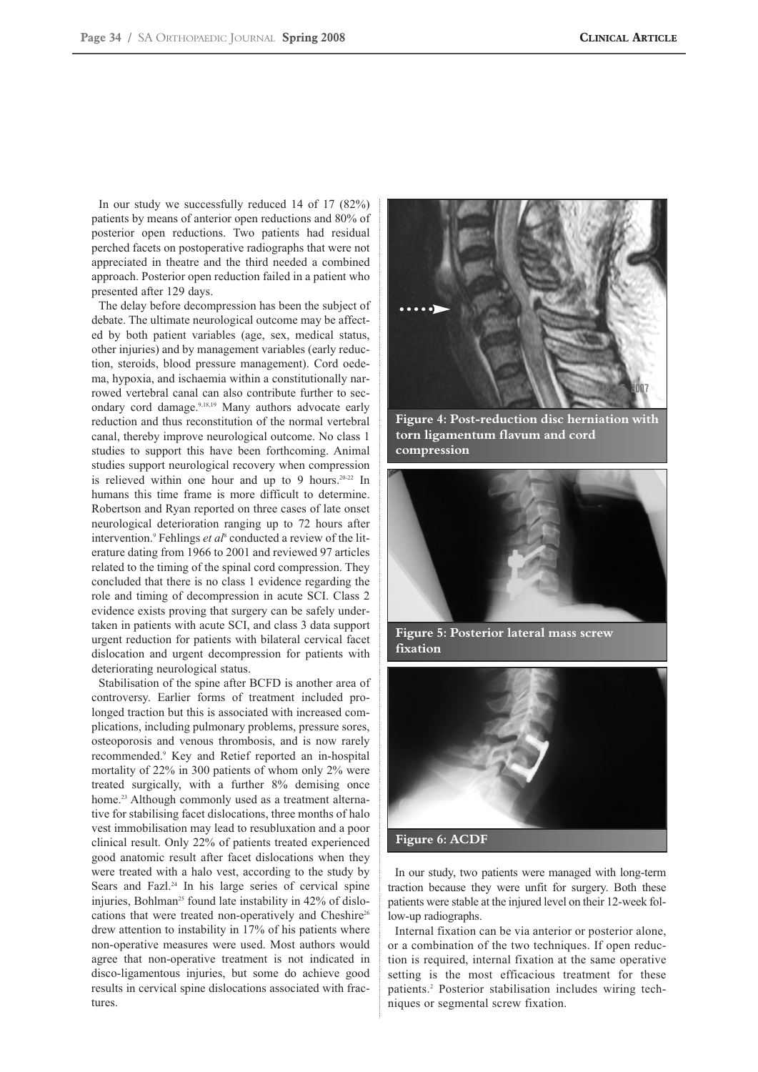In our study we successfully reduced 14 of 17 (82%) patients by means of anterior open reductions and 80% of posterior open reductions. Two patients had residual perched facets on postoperative radiographs that were not appreciated in theatre and the third needed a combined approach. Posterior open reduction failed in a patient who presented after 129 days.

The delay before decompression has been the subject of debate. The ultimate neurological outcome may be affected by both patient variables (age, sex, medical status, other injuries) and by management variables (early reduction, steroids, blood pressure management). Cord oedema, hypoxia, and ischaemia within a constitutionally narrowed vertebral canal can also contribute further to secondary cord damage.[9,18,19] Many authors advocate early reduction and thus reconstitution of the normal vertebral canal, thereby improve neurological outcome. No class 1 studies to support this have been forthcoming. Animal studies support neurological recovery when compression is relieved within one hour and up to 9 hours.[20-22] In humans this time frame is more difficult to determine. Robertson and Ryan reported on three cases of late onset neurological deterioration ranging up to 72 hours after intervention.[9] Fehlings *et al*[8] conducted a review of the literature dating from 1966 to 2001 and reviewed 97 articles related to the timing of the spinal cord compression. They concluded that there is no class 1 evidence regarding the role and timing of decompression in acute SCI. Class 2 evidence exists proving that surgery can be safely undertaken in patients with acute SCI, and class 3 data support urgent reduction for patients with bilateral cervical facet dislocation and urgent decompression for patients with deteriorating neurological status.

Stabilisation of the spine after BCFD is another area of controversy. Earlier forms of treatment included prolonged traction but this is associated with increased complications, including pulmonary problems, pressure sores, osteoporosis and venous thrombosis, and is now rarely recommended.[9] Key and Retief reported an in-hospital mortality of 22% in 300 patients of whom only 2% were treated surgically, with a further 8% demising once home.[23] Although commonly used as a treatment alternative for stabilising facet dislocations, three months of halo vest immobilisation may lead to resubluxation and a poor clinical result. Only 22% of patients treated experienced good anatomic result after facet dislocations when they were treated with a halo vest, according to the study by Sears and Fazl.[24] In his large series of cervical spine injuries, Bohlman[25] found late instability in 42% of dislocations that were treated non-operatively and Cheshire[26] drew attention to instability in 17% of his patients where non-operative measures were used. Most authors would agree that non-operative treatment is not indicated in disco-ligamentous injuries, but some do achieve good results in cervical spine dislocations associated with fractures.

**Figure 4: Post-reduction disc herniation with torn ligamentum flavum and cord compression**

**Figure 5: Posterior lateral mass screw fixation**

**Figure 6: ACDF**

In our study, two patients were managed with long-term traction because they were unfit for surgery. Both these patients were stable at the injured level on their 12-week follow-up radiographs.

Internal fixation can be via anterior or posterior alone, or a combination of the two techniques. If open reduction is required, internal fixation at the same operative setting is the most efficacious treatment for these patients.[2] Posterior stabilisation includes wiring techniques or segmental screw fixation.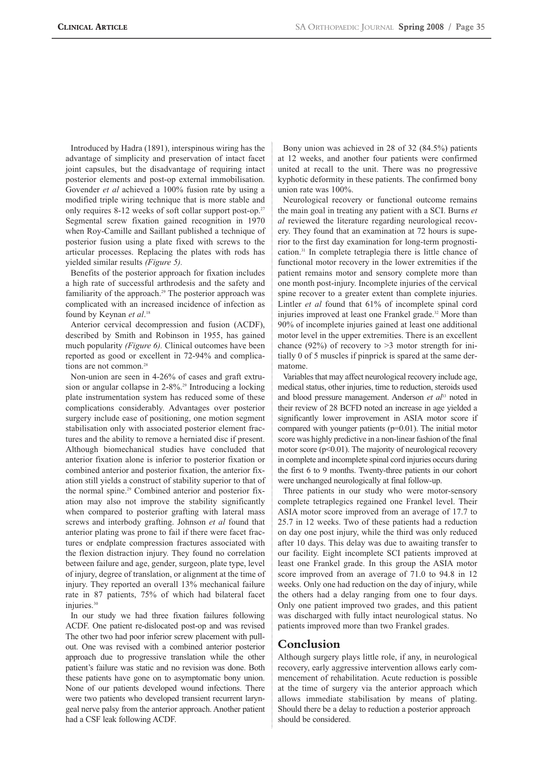Introduced by Hadra (1891), interspinous wiring has the advantage of simplicity and preservation of intact facet joint capsules, but the disadvantage of requiring intact posterior elements and post-op external immobilisation. Govender *et al* achieved a 100% fusion rate by using a modified triple wiring technique that is more stable and only requires 8-12 weeks of soft collar support post-op.[27] Segmental screw fixation gained recognition in 1970 when Roy-Camille and Saillant published a technique of posterior fusion using a plate fixed with screws to the articular processes. Replacing the plates with rods has yielded similar results *(Figure 5)*.

Benefits of the posterior approach for fixation includes a high rate of successful arthrodesis and the safety and familiarity of the approach.[29] The posterior approach was complicated with an increased incidence of infection as found by Keynan *et al*.[18]

Anterior cervical decompression and fusion (ACDF), described by Smith and Robinson in 1955, has gained much popularity *(Figure 6)*. Clinical outcomes have been reported as good or excellent in 72-94% and complications are not common.[28]

Non-union are seen in 4-26% of cases and graft extrusion or angular collapse in 2-8%.[29] Introducing a locking plate instrumentation system has reduced some of these complications considerably. Advantages over posterior surgery include ease of positioning, one motion segment stabilisation only with associated posterior element fractures and the ability to remove a herniated disc if present. Although biomechanical studies have concluded that anterior fixation alone is inferior to posterior fixation or combined anterior and posterior fixation, the anterior fixation still yields a construct of stability superior to that of the normal spine.[29] Combined anterior and posterior fixation may also not improve the stability significantly when compared to posterior grafting with lateral mass screws and interbody grafting. Johnson *et al* found that anterior plating was prone to fail if there were facet fractures or endplate compression fractures associated with the flexion distraction injury. They found no correlation between failure and age, gender, surgeon, plate type, level of injury, degree of translation, or alignment at the time of injury. They reported an overall 13% mechanical failure rate in 87 patients, 75% of which had bilateral facet injuries.[30]

In our study we had three fixation failures following ACDF. One patient re-dislocated post-op and was revised The other two had poor inferior screw placement with pull-out. One was revised with a combined anterior posterior approach due to progressive translation while the other patient's failure was static and no revision was done. Both these patients have gone on to asymptomatic bony union. None of our patients developed wound infections. There were two patients who developed transient recurrent laryngeal nerve palsy from the anterior approach. Another patient had a CSF leak following ACDF.

Bony union was achieved in 28 of 32 (84.5%) patients at 12 weeks, and another four patients were confirmed united at recall to the unit. There was no progressive kyphotic deformity in these patients. The confirmed bony union rate was 100%.

Neurological recovery or functional outcome remains the main goal in treating any patient with a SCI. Burns *et al* reviewed the literature regarding neurological recovery. They found that an examination at 72 hours is superior to the first day examination for long-term prognostication.[31] In complete tetraplegia there is little chance of functional motor recovery in the lower extremities if the patient remains motor and sensory complete more than one month post-injury. Incomplete injuries of the cervical spine recover to a greater extent than complete injuries. Lintler *et al* found that 61% of incomplete spinal cord injuries improved at least one Frankel grade.[32] More than 90% of incomplete injuries gained at least one additional motor level in the upper extremities. There is an excellent chance (92%) of recovery to >3 motor strength for initially 0 of 5 muscles if pinprick is spared at the same dermatome.

Variables that may affect neurological recovery include age, medical status, other injuries, time to reduction, steroids used and blood pressure management. Anderson *et al*[33] noted in their review of 28 BCFD noted an increase in age yielded a significantly lower improvement in ASIA motor score if compared with younger patients ($p=0.01$). The initial motor score was highly predictive in a non-linear fashion of the final motor score ($p<0.01$). The majority of neurological recovery in complete and incomplete spinal cord injuries occurs during the first 6 to 9 months. Twenty-three patients in our cohort were unchanged neurologically at final follow-up.

Three patients in our study who were motor-sensory complete tetraplegics regained one Frankel level. Their ASIA motor score improved from an average of 17.7 to 25.7 in 12 weeks. Two of these patients had a reduction on day one post injury, while the third was only reduced after 10 days. This delay was due to awaiting transfer to our facility. Eight incomplete SCI patients improved at least one Frankel grade. In this group the ASIA motor score improved from an average of 71.0 to 94.8 in 12 weeks. Only one had reduction on the day of injury, while the others had a delay ranging from one to four days. Only one patient improved two grades, and this patient was discharged with fully intact neurological status. No patients improved more than two Frankel grades.

## Conclusion

Although surgery plays little role, if any, in neurological recovery, early aggressive intervention allows early commencement of rehabilitation. Acute reduction is possible at the time of surgery via the anterior approach which allows immediate stabilisation by means of plating. Should there be a delay to reduction a posterior approach should be considered.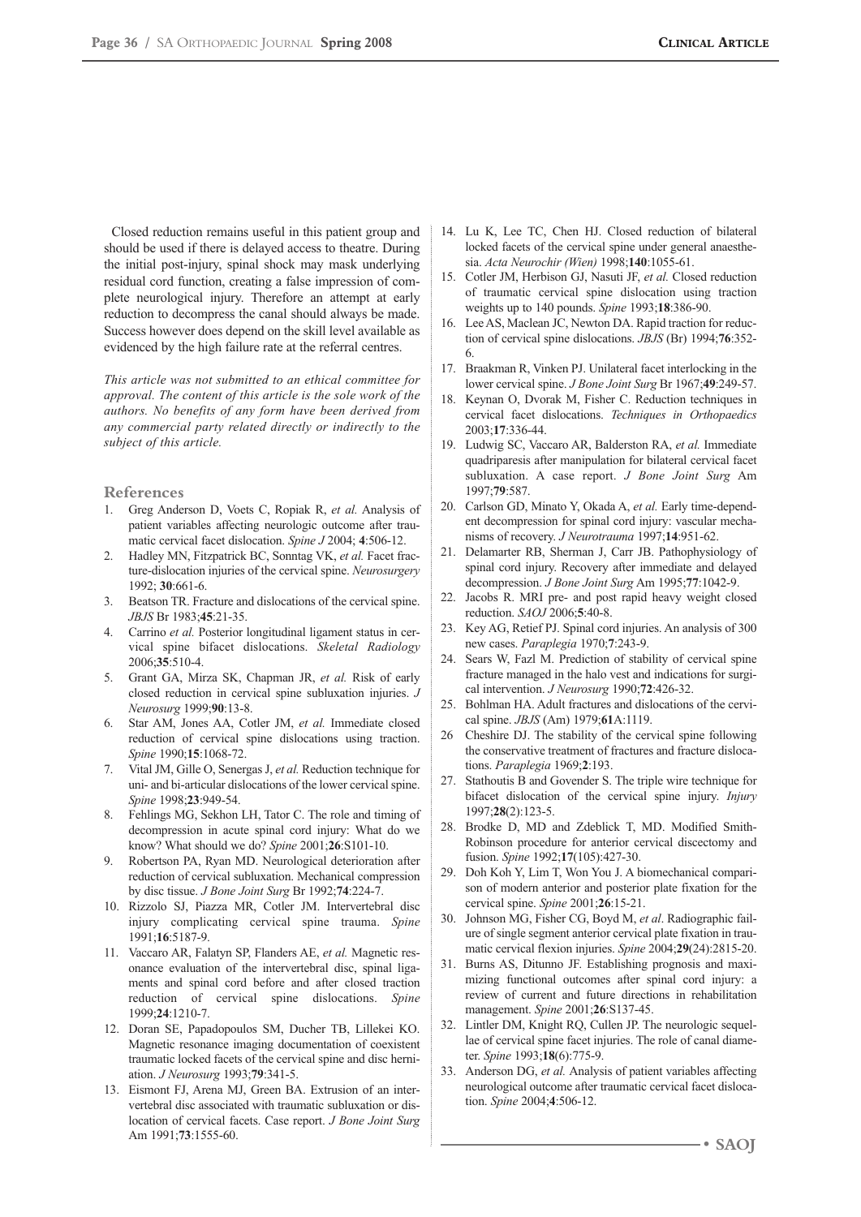Closed reduction remains useful in this patient group and should be used if there is delayed access to theatre. During the initial post-injury, spinal shock may mask underlying residual cord function, creating a false impression of complete neurological injury. Therefore an attempt at early reduction to decompress the canal should always be made. Success however does depend on the skill level available as evidenced by the high failure rate at the referral centres.

*This article was not submitted to an ethical committee for approval. The content of this article is the sole work of the authors. No benefits of any form have been derived from any commercial party related directly or indirectly to the subject of this article.*

## References

1. Greg Anderson D, Voets C, Ropiak R, *et al.* Analysis of patient variables affecting neurologic outcome after traumatic cervical facet dislocation. *Spine J* 2004; **4**:506-12.
2. Hadley MN, Fitzpatrick BC, Sonntag VK, *et al.* Facet fracture-dislocation injuries of the cervical spine. *Neurosurgery* 1992; **30**:661-6.
3. Beatson TR. Fracture and dislocations of the cervical spine. *JBJS* Br 1983;**45**:21-35.
4. Carrino *et al.* Posterior longitudinal ligament status in cervical spine bifacet dislocations. *Skeletal Radiology* 2006;**35**:510-4.
5. Grant GA, Mirza SK, Chapman JR, *et al.* Risk of early closed reduction in cervical spine subluxation injuries. *J Neurosurg* 1999;**90**:13-8.
6. Star AM, Jones AA, Cotler JM, *et al.* Immediate closed reduction of cervical spine dislocations using traction. *Spine* 1990;**15**:1068-72.
7. Vital JM, Gille O, Senergas J, *et al.* Reduction technique for uni- and bi-articular dislocations of the lower cervical spine. *Spine* 1998;**23**:949-54.
8. Fehlings MG, Sekhon LH, Tator C. The role and timing of decompression in acute spinal cord injury: What do we know? What should we do? *Spine* 2001;**26**:S101-10.
9. Robertson PA, Ryan MD. Neurological deterioration after reduction of cervical subluxation. Mechanical compression by disc tissue. *J Bone Joint Surg* Br 1992;**74**:224-7.
10. Rizzolo SJ, Piazza MR, Cotler JM. Intervertebral disc injury complicating cervical spine trauma. *Spine* 1991;**16**:5187-9.
11. Vaccaro AR, Falatyn SP, Flanders AE, *et al.* Magnetic resonance evaluation of the intervertebral disc, spinal ligaments and spinal cord before and after closed traction reduction of cervical spine dislocations. *Spine* 1999;**24**:1210-7.
12. Doran SE, Papadopoulos SM, Ducher TB, Lillekei KO. Magnetic resonance imaging documentation of coexistent traumatic locked facets of the cervical spine and disc herniation. *J Neurosurg* 1993;**79**:341-5.
13. Eismont FJ, Arena MJ, Green BA. Extrusion of an intervertebral disc associated with traumatic subluxation or dislocation of cervical facets. Case report. *J Bone Joint Surg* Am 1991;**73**:1555-60.
14. Lu K, Lee TC, Chen HJ. Closed reduction of bilateral locked facets of the cervical spine under general anaesthesia. *Acta Neurochir (Wien)* 1998;**140**:1055-61.
15. Cotler JM, Herbison GJ, Nasuti JF, *et al.* Closed reduction of traumatic cervical spine dislocation using traction weights up to 140 pounds. *Spine* 1993;**18**:386-90.
16. Lee AS, Maclean JC, Newton DA. Rapid traction for reduction of cervical spine dislocations. *JBJS* (Br) 1994;**76**:352-6.
17. Braakman R, Vinken PJ. Unilateral facet interlocking in the lower cervical spine. *J Bone Joint Surg* Br 1967;**49**:249-57.
18. Keynan O, Dvorak M, Fisher C. Reduction techniques in cervical facet dislocations. *Techniques in Orthopaedics* 2003;**17**:336-44.
19. Ludwig SC, Vaccaro AR, Balderston RA, *et al.* Immediate quadriparesis after manipulation for bilateral cervical facet subluxation. A case report. *J Bone Joint Surg* Am 1997;**79**:587.
20. Carlson GD, Minato Y, Okada A, *et al.* Early time-dependent decompression for spinal cord injury: vascular mechanisms of recovery. *J Neurotrauma* 1997;**14**:951-62.
21. Delamarter RB, Sherman J, Carr JB. Pathophysiology of spinal cord injury. Recovery after immediate and delayed decompression. *J Bone Joint Surg* Am 1995;**77**:1042-9.
22. Jacobs R. MRI pre- and post rapid heavy weight closed reduction. *SAOJ* 2006;**5**:40-8.
23. Key AG, Retief PJ. Spinal cord injuries. An analysis of 300 new cases. *Paraplegia* 1970;**7**:243-9.
24. Sears W, Fazl M. Prediction of stability of cervical spine fracture managed in the halo vest and indications for surgical intervention. *J Neurosurg* 1990;**72**:426-32.
25. Bohlman HA. Adult fractures and dislocations of the cervical spine. *JBJS* (Am) 1979;**61**A:1119.
26. Cheshire DJ. The stability of the cervical spine following the conservative treatment of fractures and fracture dislocations. *Paraplegia* 1969;**2**:193.
27. Stathoutis B and Govender S. The triple wire technique for bifacet dislocation of the cervical spine injury. *Injury* 1997;**28**(2):123-5.
28. Brodke D, MD and Zdeblick T, MD. Modified Smith-Robinson procedure for anterior cervical discectomy and fusion. *Spine* 1992;**17**(105):427-30.
29. Doh Koh Y, Lim T, Won You J. A biomechanical comparison of modern anterior and posterior plate fixation for the cervical spine. *Spine* 2001;**26**:15-21.
30. Johnson MG, Fisher CG, Boyd M, *et al*. Radiographic failure of single segment anterior cervical plate fixation in traumatic cervical flexion injuries. *Spine* 2004;**29**(24):2815-20.
31. Burns AS, Ditunno JF. Establishing prognosis and maximizing functional outcomes after spinal cord injury: a review of current and future directions in rehabilitation management. *Spine* 2001;**26**:S137-45.
32. Lintler DM, Knight RQ, Cullen JP. The neurologic sequellae of cervical spine facet injuries. The role of canal diameter. *Spine* 1993;**18**(6):775-9.
33. Anderson DG, *et al.* Analysis of patient variables affecting neurological outcome after traumatic cervical facet dislocation. *Spine* 2004;**4**:506-12.